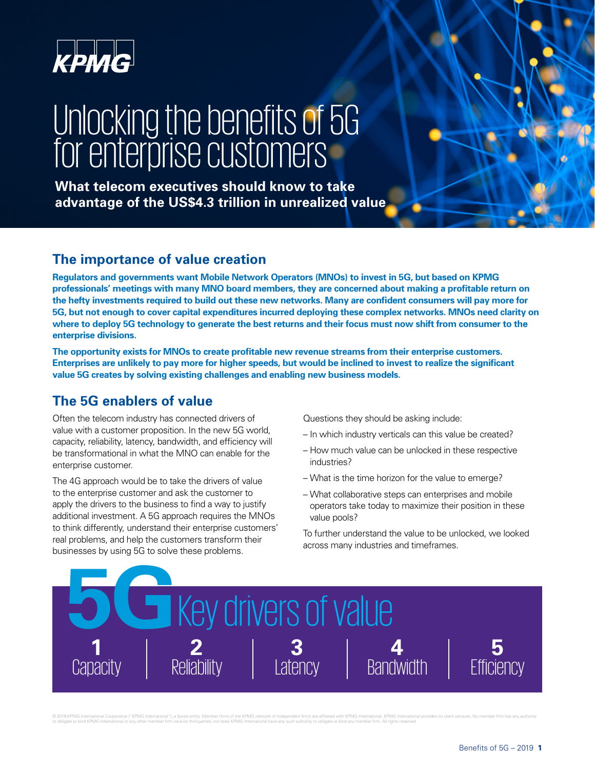# Unlocking the benefits of 5G for enterprise customers

**What telecom executives should know to take advantage of the US$4.3 trillion in unrealized value**

## The importance of value creation

**Regulators and governments want Mobile Network Operators (MNOs) to invest in 5G, but based on KPMG professionals' meetings with many MNO board members, they are concerned about making a profitable return on the hefty investments required to build out these new networks. Many are confident consumers will pay more for 5G, but not enough to cover capital expenditures incurred deploying these complex networks. MNOs need clarity on where to deploy 5G technology to generate the best returns and their focus must now shift from consumer to the enterprise divisions.**

**The opportunity exists for MNOs to create profitable new revenue streams from their enterprise customers. Enterprises are unlikely to pay more for higher speeds, but would be inclined to invest to realize the significant value 5G creates by solving existing challenges and enabling new business models.**

## The 5G enablers of value

Often the telecom industry has connected drivers of value with a customer proposition. In the new 5G world, capacity, reliability, latency, bandwidth, and efficiency will be transformational in what the MNO can enable for the enterprise customer.

The 4G approach would be to take the drivers of value to the enterprise customer and ask the customer to apply the drivers to the business to find a way to justify additional investment. A 5G approach requires the MNOs to think differently, understand their enterprise customers' real problems, and help the customers transform their businesses by using 5G to solve these problems.

Questions they should be asking include:

- In which industry verticals can this value be created?
- How much value can be unlocked in these respective industries?
- What is the time horizon for the value to emerge?
- What collaborative steps can enterprises and mobile operators take today to maximize their position in these value pools?

To further understand the value to be unlocked, we looked across many industries and timeframes.

## 5G Key drivers of value

1. Capacity
2. Reliability
3. Latency
4. Bandwidth
5. Efficiency

© 2019 KPMG International Cooperative ("KPMG International"), a Swiss entity. Member firms of the KPMG network of independent firms are affiliated with KPMG International. KPMG International provides no client services. No member firm has any authority to obligate or bind KPMG International or any other member firm vis-à-vis third parties, nor does KPMG International have any such authority to obligate or bind any member firm. All rights reserved.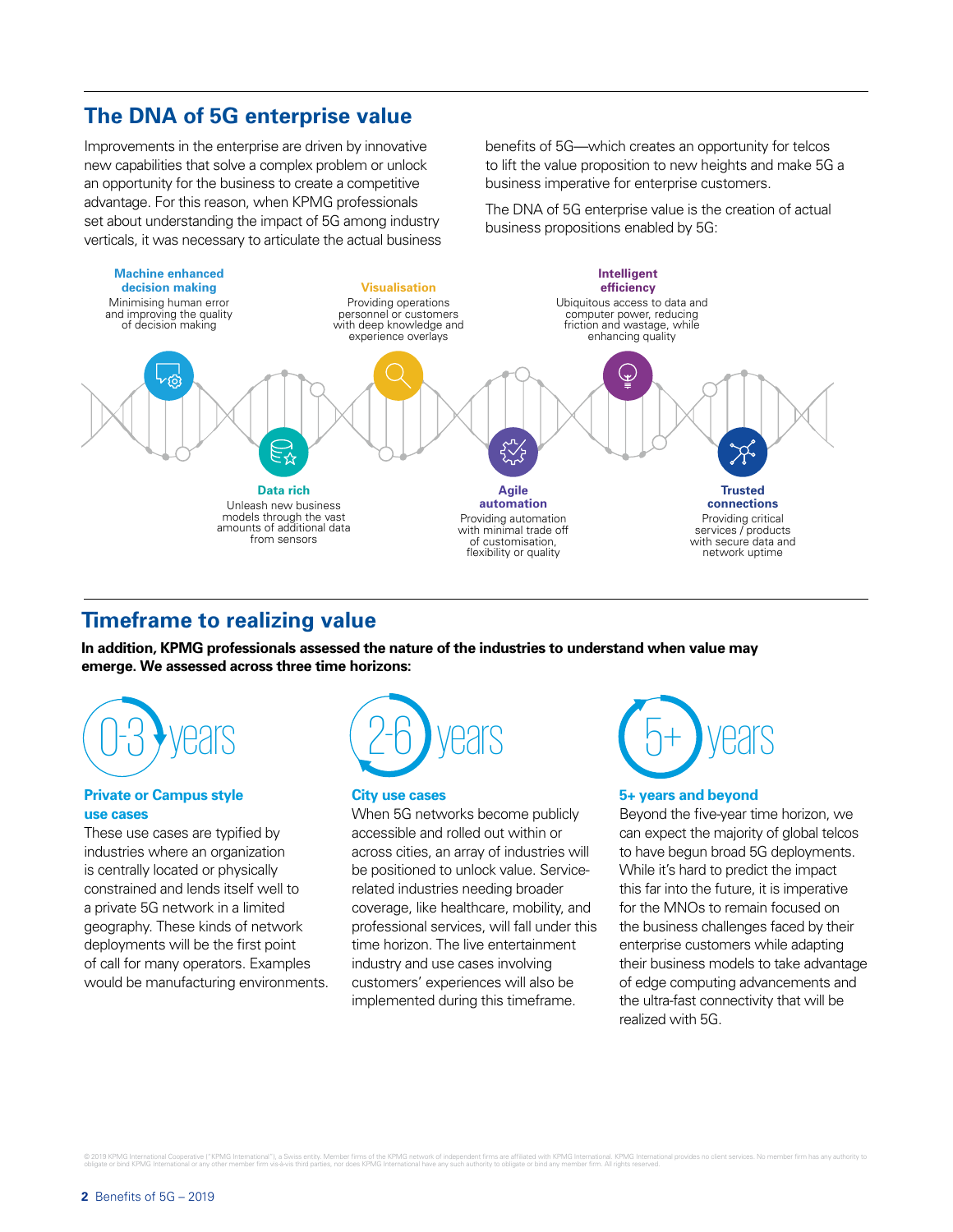## The DNA of 5G enterprise value

Improvements in the enterprise are driven by innovative new capabilities that solve a complex problem or unlock an opportunity for the business to create a competitive advantage. For this reason, when KPMG professionals set about understanding the impact of 5G among industry verticals, it was necessary to articulate the actual business benefits of 5G—which creates an opportunity for telcos to lift the value proposition to new heights and make 5G a business imperative for enterprise customers.

The DNA of 5G enterprise value is the creation of actual business propositions enabled by 5G:

**Machine enhanced decision making**
Minimising human error and improving the quality of decision making

**Data rich**
Unleash new business models through the vast amounts of additional data from sensors

**Visualisation**
Providing operations personnel or customers with deep knowledge and experience overlays

**Agile automation**
Providing automation with minimal trade off of customisation, flexibility or quality

**Intelligent efficiency**
Ubiquitous access to data and computer power, reducing friction and wastage, while enhancing quality

**Trusted connections**
Providing critical services / products with secure data and network uptime

## Timeframe to realizing value

**In addition, KPMG professionals assessed the nature of the industries to understand when value may emerge. We assessed across three time horizons:**

### 0-3 years

**Private or Campus style use cases**

These use cases are typified by industries where an organization is centrally located or physically constrained and lends itself well to a private 5G network in a limited geography. These kinds of network deployments will be the first point of call for many operators. Examples would be manufacturing environments.

### 2-6 years

**City use cases**

When 5G networks become publicly accessible and rolled out within or across cities, an array of industries will be positioned to unlock value. Service-related industries needing broader coverage, like healthcare, mobility, and professional services, will fall under this time horizon. The live entertainment industry and use cases involving customers' experiences will also be implemented during this timeframe.

### 5+ years

**5+ years and beyond**

Beyond the five-year time horizon, we can expect the majority of global telcos to have begun broad 5G deployments. While it's hard to predict the impact this far into the future, it is imperative for the MNOs to remain focused on the business challenges faced by their enterprise customers while adapting their business models to take advantage of edge computing advancements and the ultra-fast connectivity that will be realized with 5G.

© 2019 KPMG International Cooperative ("KPMG International"), a Swiss entity. Member firms of the KPMG network of independent firms are affiliated with KPMG International. KPMG International provides no client services. No member firm has any authority to obligate or bind KPMG International or any other member firm vis-à-vis third parties, nor does KPMG International have any such authority to obligate or bind any member firm. All rights reserved.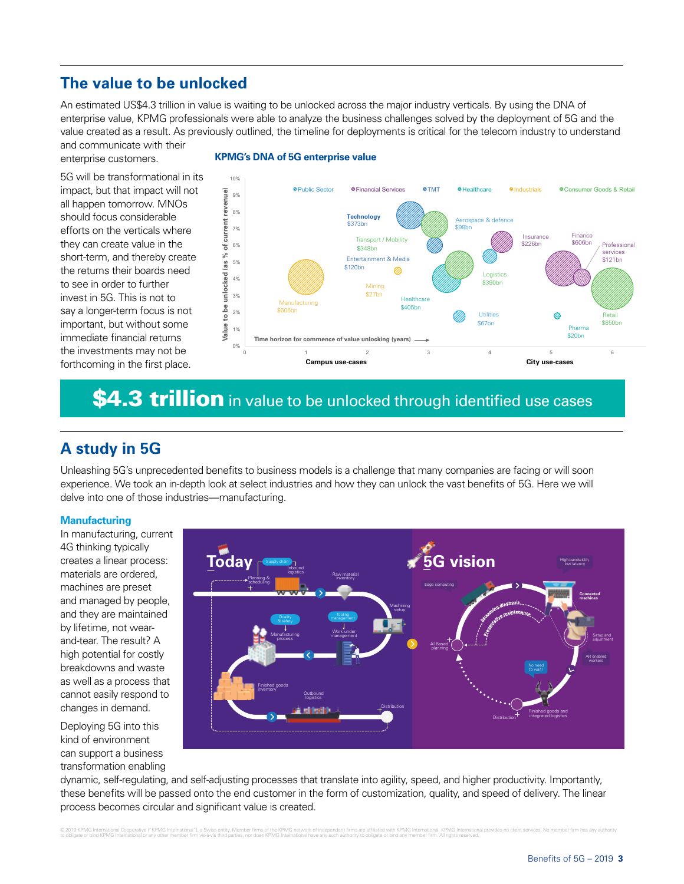## The value to be unlocked

An estimated US$4.3 trillion in value is waiting to be unlocked across the major industry verticals. By using the DNA of enterprise value, KPMG professionals were able to analyze the business challenges solved by the deployment of 5G and the value created as a result. As previously outlined, the timeline for deployments is critical for the telecom industry to understand and communicate with their enterprise customers.

5G will be transformational in its impact, but that impact will not all happen tomorrow. MNOs should focus considerable efforts on the verticals where they can create value in the short-term, and thereby create the returns their boards need to see in order to further invest in 5G. This is not to say a longer-term focus is not important, but without some immediate financial returns the investments may not be forthcoming in the first place.

**KPMG's DNA of 5G enterprise value**

Public Sector · Financial Services · TMT · Healthcare · Industrials · Consumer Goods & Retail

Technology $373bn; Aerospace & defence $98bn; Transport / Mobility $348bn; Insurance $226bn; Finance $606bn; Professional services $121bn; Entertainment & Media $120bn; Logistics $390bn; Mining $27bn; Manufacturing $605bn; Healthcare $405bn; Utilities $67bn; Retail $850bn; Pharma $20bn

Value to be unlocked (as % of current revenue) — Time horizon for commence of value unlocking (years) — Campus use-cases · City use-cases

**$4.3 trillion** in value to be unlocked through identified use cases

## A study in 5G

Unleashing 5G's unprecedented benefits to business models is a challenge that many companies are facing or will soon experience. We took an in-depth look at select industries and how they can unlock the vast benefits of 5G. Here we will delve into one of those industries—manufacturing.

### Manufacturing

In manufacturing, current 4G thinking typically creates a linear process: materials are ordered, machines are preset and managed by people, and they are maintained by lifetime, not wear-and-tear. The result? A high potential for costly breakdowns and waste as well as a process that cannot easily respond to changes in demand.

Deploying 5G into this kind of environment can support a business transformation enabling dynamic, self-regulating, and self-adjusting processes that translate into agility, speed, and higher productivity. Importantly, these benefits will be passed onto the end customer in the form of customization, quality, and speed of delivery. The linear process becomes circular and significant value is created.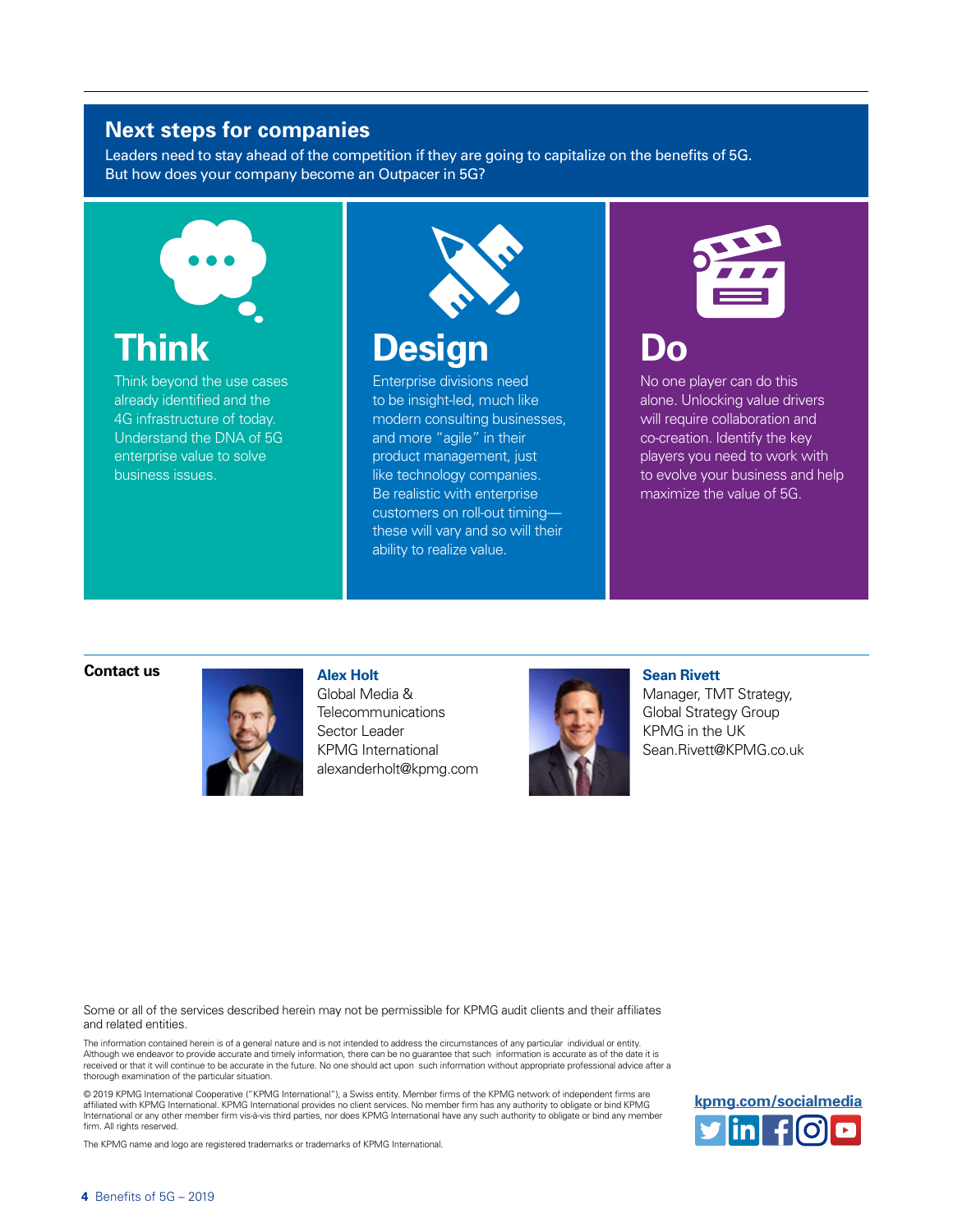## Next steps for companies

Leaders need to stay ahead of the competition if they are going to capitalize on the benefits of 5G. But how does your company become an Outpacer in 5G?

### Think

Think beyond the use cases already identified and the 4G infrastructure of today. Understand the DNA of 5G enterprise value to solve business issues.

### Design

Enterprise divisions need to be insight-led, much like modern consulting businesses, and more "agile" in their product management, just like technology companies. Be realistic with enterprise customers on roll-out timing—these will vary and so will their ability to realize value.

### Do

No one player can do this alone. Unlocking value drivers will require collaboration and co-creation. Identify the key players you need to work with to evolve your business and help maximize the value of 5G.

**Contact us**

**Alex Holt**
Global Media & Telecommunications Sector Leader
KPMG International
alexanderholt@kpmg.com

**Sean Rivett**
Manager, TMT Strategy, Global Strategy Group
KPMG in the UK
Sean.Rivett@KPMG.co.uk

Some or all of the services described herein may not be permissible for KPMG audit clients and their affiliates and related entities.

The information contained herein is of a general nature and is not intended to address the circumstances of any particular individual or entity. Although we endeavor to provide accurate and timely information, there can be no guarantee that such information is accurate as of the date it is received or that it will continue to be accurate in the future. No one should act upon such information without appropriate professional advice after a thorough examination of the particular situation.

© 2019 KPMG International Cooperative ("KPMG International"), a Swiss entity. Member firms of the KPMG network of independent firms are affiliated with KPMG International. KPMG International provides no client services. No member firm has any authority to obligate or bind KPMG International or any other member firm vis-à-vis third parties, nor does KPMG International have any such authority to obligate or bind any member firm. All rights reserved.

The KPMG name and logo are registered trademarks or trademarks of KPMG International.

kpmg.com/socialmedia